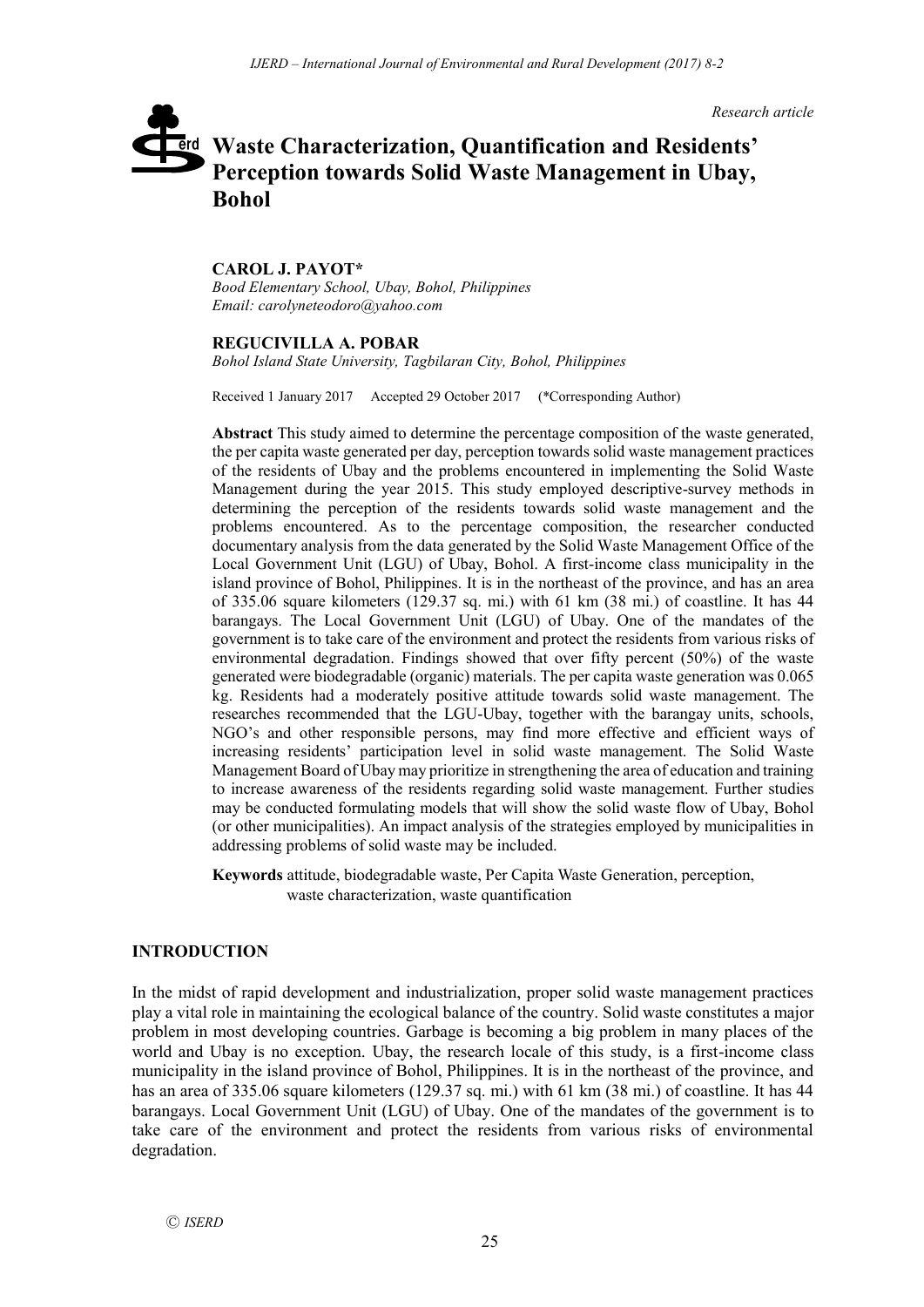*Research article*

# Waste Characterization, Quantification and Residents' Perception towards Solid Waste Management in Ubay, Bohol

**CAROL J. PAYOT***
*Bood Elementary School, Ubay, Bohol, Philippines*
*Email: carolyneteodoro@yahoo.com*

**REGUCIVILLA A. POBAR**
*Bohol Island State University, Tagbilaran City, Bohol, Philippines*

Received 1 January 2017 Accepted 29 October 2017 (*Corresponding Author)

**Abstract** This study aimed to determine the percentage composition of the waste generated, the per capita waste generated per day, perception towards solid waste management practices of the residents of Ubay and the problems encountered in implementing the Solid Waste Management during the year 2015. This study employed descriptive-survey methods in determining the perception of the residents towards solid waste management and the problems encountered. As to the percentage composition, the researcher conducted documentary analysis from the data generated by the Solid Waste Management Office of the Local Government Unit (LGU) of Ubay, Bohol. A first-income class municipality in the island province of Bohol, Philippines. It is in the northeast of the province, and has an area of 335.06 square kilometers (129.37 sq. mi.) with 61 km (38 mi.) of coastline. It has 44 barangays. The Local Government Unit (LGU) of Ubay. One of the mandates of the government is to take care of the environment and protect the residents from various risks of environmental degradation. Findings showed that over fifty percent (50%) of the waste generated were biodegradable (organic) materials. The per capita waste generation was 0.065 kg. Residents had a moderately positive attitude towards solid waste management. The researches recommended that the LGU-Ubay, together with the barangay units, schools, NGO's and other responsible persons, may find more effective and efficient ways of increasing residents' participation level in solid waste management. The Solid Waste Management Board of Ubay may prioritize in strengthening the area of education and training to increase awareness of the residents regarding solid waste management. Further studies may be conducted formulating models that will show the solid waste flow of Ubay, Bohol (or other municipalities). An impact analysis of the strategies employed by municipalities in addressing problems of solid waste may be included.

**Keywords** attitude, biodegradable waste, Per Capita Waste Generation, perception, waste characterization, waste quantification

## INTRODUCTION

In the midst of rapid development and industrialization, proper solid waste management practices play a vital role in maintaining the ecological balance of the country. Solid waste constitutes a major problem in most developing countries. Garbage is becoming a big problem in many places of the world and Ubay is no exception. Ubay, the research locale of this study, is a first-income class municipality in the island province of Bohol, Philippines. It is in the northeast of the province, and has an area of 335.06 square kilometers (129.37 sq. mi.) with 61 km (38 mi.) of coastline. It has 44 barangays. Local Government Unit (LGU) of Ubay. One of the mandates of the government is to take care of the environment and protect the residents from various risks of environmental degradation.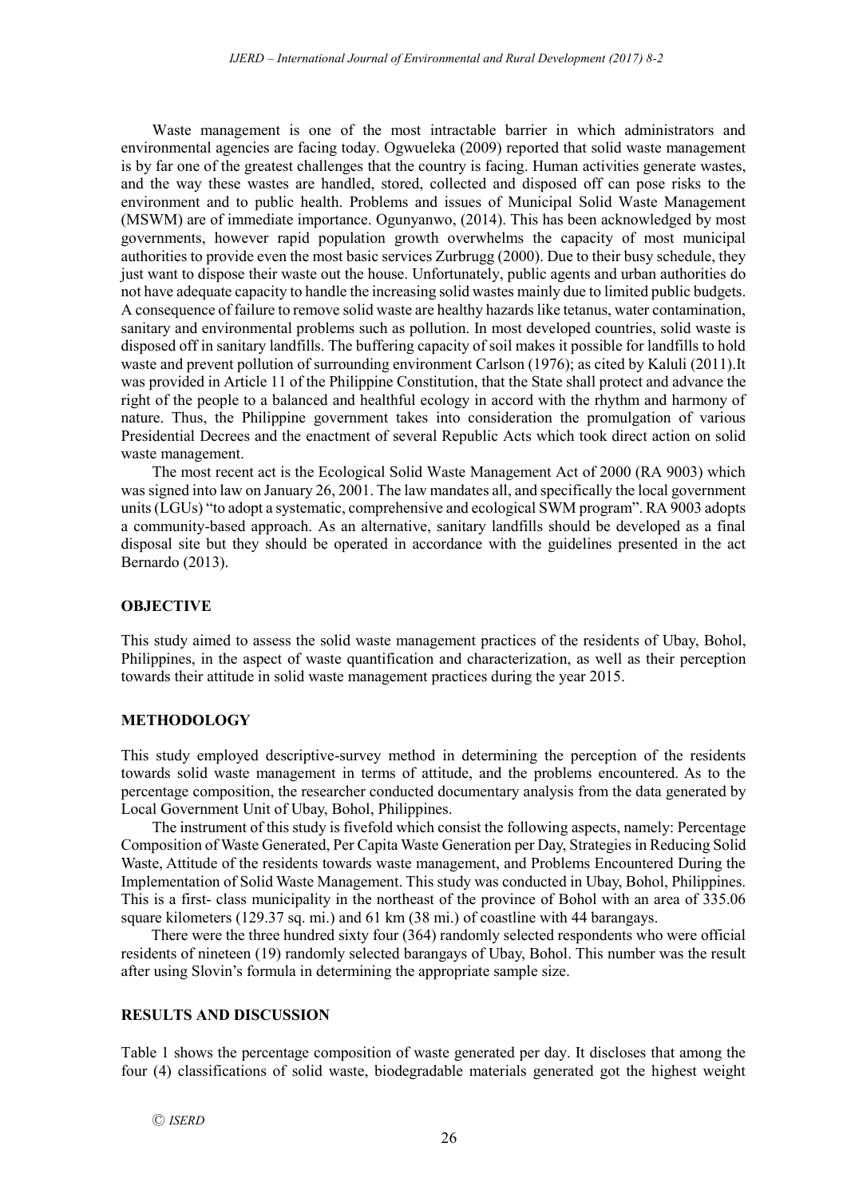Waste management is one of the most intractable barrier in which administrators and environmental agencies are facing today. Ogwueleka (2009) reported that solid waste management is by far one of the greatest challenges that the country is facing. Human activities generate wastes, and the way these wastes are handled, stored, collected and disposed off can pose risks to the environment and to public health. Problems and issues of Municipal Solid Waste Management (MSWM) are of immediate importance. Ogunyanwo, (2014). This has been acknowledged by most governments, however rapid population growth overwhelms the capacity of most municipal authorities to provide even the most basic services Zurbrugg (2000). Due to their busy schedule, they just want to dispose their waste out the house. Unfortunately, public agents and urban authorities do not have adequate capacity to handle the increasing solid wastes mainly due to limited public budgets. A consequence of failure to remove solid waste are healthy hazards like tetanus, water contamination, sanitary and environmental problems such as pollution. In most developed countries, solid waste is disposed off in sanitary landfills. The buffering capacity of soil makes it possible for landfills to hold waste and prevent pollution of surrounding environment Carlson (1976); as cited by Kaluli (2011).It was provided in Article 11 of the Philippine Constitution, that the State shall protect and advance the right of the people to a balanced and healthful ecology in accord with the rhythm and harmony of nature. Thus, the Philippine government takes into consideration the promulgation of various Presidential Decrees and the enactment of several Republic Acts which took direct action on solid waste management.

The most recent act is the Ecological Solid Waste Management Act of 2000 (RA 9003) which was signed into law on January 26, 2001. The law mandates all, and specifically the local government units (LGUs) "to adopt a systematic, comprehensive and ecological SWM program". RA 9003 adopts a community-based approach. As an alternative, sanitary landfills should be developed as a final disposal site but they should be operated in accordance with the guidelines presented in the act Bernardo (2013).

## OBJECTIVE

This study aimed to assess the solid waste management practices of the residents of Ubay, Bohol, Philippines, in the aspect of waste quantification and characterization, as well as their perception towards their attitude in solid waste management practices during the year 2015.

## METHODOLOGY

This study employed descriptive-survey method in determining the perception of the residents towards solid waste management in terms of attitude, and the problems encountered. As to the percentage composition, the researcher conducted documentary analysis from the data generated by Local Government Unit of Ubay, Bohol, Philippines.

The instrument of this study is fivefold which consist the following aspects, namely: Percentage Composition of Waste Generated, Per Capita Waste Generation per Day, Strategies in Reducing Solid Waste, Attitude of the residents towards waste management, and Problems Encountered During the Implementation of Solid Waste Management. This study was conducted in Ubay, Bohol, Philippines. This is a first- class municipality in the northeast of the province of Bohol with an area of 335.06 square kilometers (129.37 sq. mi.) and 61 km (38 mi.) of coastline with 44 barangays.

There were the three hundred sixty four (364) randomly selected respondents who were official residents of nineteen (19) randomly selected barangays of Ubay, Bohol. This number was the result after using Slovin's formula in determining the appropriate sample size.

## RESULTS AND DISCUSSION

Table 1 shows the percentage composition of waste generated per day. It discloses that among the four (4) classifications of solid waste, biodegradable materials generated got the highest weight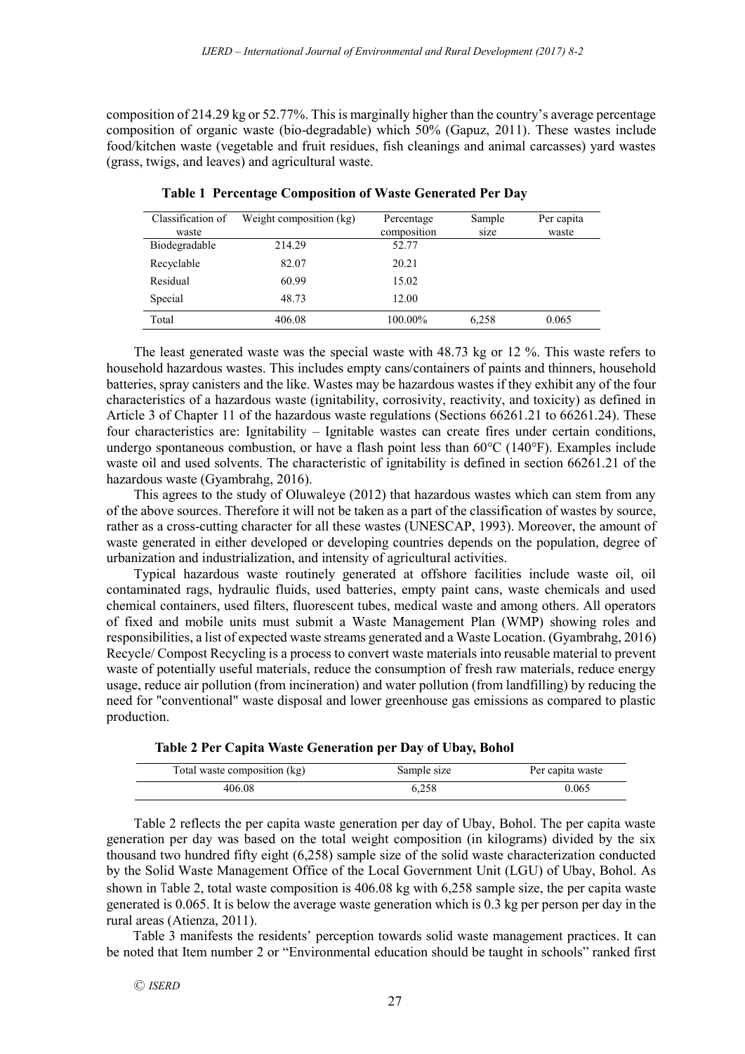composition of 214.29 kg or 52.77%. This is marginally higher than the country's average percentage composition of organic waste (bio-degradable) which 50% (Gapuz, 2011). These wastes include food/kitchen waste (vegetable and fruit residues, fish cleanings and animal carcasses) yard wastes (grass, twigs, and leaves) and agricultural waste.

**Table 1 Percentage Composition of Waste Generated Per Day**

| Classification of waste | Weight composition (kg) | Percentage composition | Sample size | Per capita waste |
|---|---|---|---|---|
| Biodegradable | 214.29 | 52.77 | | |
| Recyclable | 82.07 | 20.21 | | |
| Residual | 60.99 | 15.02 | | |
| Special | 48.73 | 12.00 | | |
| Total | 406.08 | 100.00% | 6,258 | 0.065 |

The least generated waste was the special waste with 48.73 kg or 12 %. This waste refers to household hazardous wastes. This includes empty cans/containers of paints and thinners, household batteries, spray canisters and the like. Wastes may be hazardous wastes if they exhibit any of the four characteristics of a hazardous waste (ignitability, corrosivity, reactivity, and toxicity) as defined in Article 3 of Chapter 11 of the hazardous waste regulations (Sections 66261.21 to 66261.24). These four characteristics are: Ignitability – Ignitable wastes can create fires under certain conditions, undergo spontaneous combustion, or have a flash point less than 60°C (140°F). Examples include waste oil and used solvents. The characteristic of ignitability is defined in section 66261.21 of the hazardous waste (Gyambrahg, 2016).

This agrees to the study of Oluwaleye (2012) that hazardous wastes which can stem from any of the above sources. Therefore it will not be taken as a part of the classification of wastes by source, rather as a cross-cutting character for all these wastes (UNESCAP, 1993). Moreover, the amount of waste generated in either developed or developing countries depends on the population, degree of urbanization and industrialization, and intensity of agricultural activities.

Typical hazardous waste routinely generated at offshore facilities include waste oil, oil contaminated rags, hydraulic fluids, used batteries, empty paint cans, waste chemicals and used chemical containers, used filters, fluorescent tubes, medical waste and among others. All operators of fixed and mobile units must submit a Waste Management Plan (WMP) showing roles and responsibilities, a list of expected waste streams generated and a Waste Location. (Gyambrahg, 2016) Recycle/ Compost Recycling is a process to convert waste materials into reusable material to prevent waste of potentially useful materials, reduce the consumption of fresh raw materials, reduce energy usage, reduce air pollution (from incineration) and water pollution (from landfilling) by reducing the need for "conventional" waste disposal and lower greenhouse gas emissions as compared to plastic production.

**Table 2 Per Capita Waste Generation per Day of Ubay, Bohol**

| Total waste composition (kg) | Sample size | Per capita waste |
|---|---|---|
| 406.08 | 6,258 | 0.065 |

Table 2 reflects the per capita waste generation per day of Ubay, Bohol. The per capita waste generation per day was based on the total weight composition (in kilograms) divided by the six thousand two hundred fifty eight (6,258) sample size of the solid waste characterization conducted by the Solid Waste Management Office of the Local Government Unit (LGU) of Ubay, Bohol. As shown in Table 2, total waste composition is 406.08 kg with 6,258 sample size, the per capita waste generated is 0.065. It is below the average waste generation which is 0.3 kg per person per day in the rural areas (Atienza, 2011).

Table 3 manifests the residents' perception towards solid waste management practices. It can be noted that Item number 2 or "Environmental education should be taught in schools" ranked first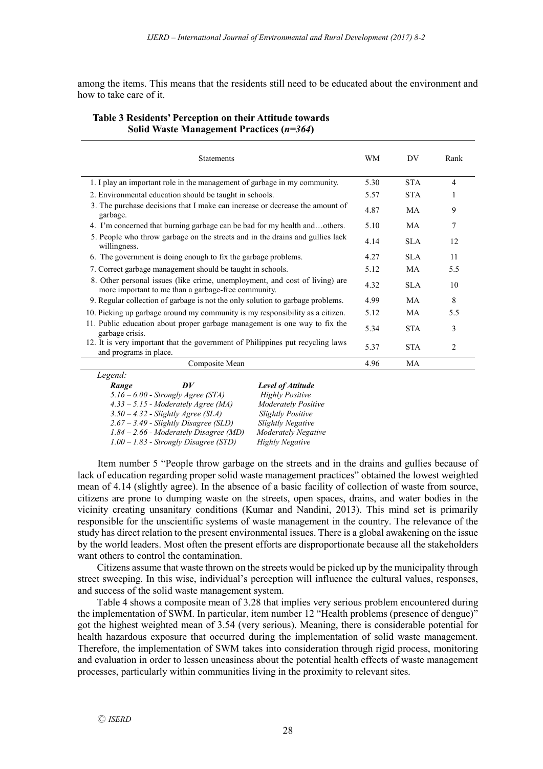among the items. This means that the residents still need to be educated about the environment and how to take care of it.

**Table 3 Residents' Perception on their Attitude towards Solid Waste Management Practices (*n=364*)**

| Statements | WM | DV | Rank |
|---|---|---|---|
| 1. I play an important role in the management of garbage in my community. | 5.30 | STA | 4 |
| 2. Environmental education should be taught in schools. | 5.57 | STA | 1 |
| 3. The purchase decisions that I make can increase or decrease the amount of garbage. | 4.87 | MA | 9 |
| 4. I'm concerned that burning garbage can be bad for my health and…others. | 5.10 | MA | 7 |
| 5. People who throw garbage on the streets and in the drains and gullies lack willingness. | 4.14 | SLA | 12 |
| 6. The government is doing enough to fix the garbage problems. | 4.27 | SLA | 11 |
| 7. Correct garbage management should be taught in schools. | 5.12 | MA | 5.5 |
| 8. Other personal issues (like crime, unemployment, and cost of living) are more important to me than a garbage-free community. | 4.32 | SLA | 10 |
| 9. Regular collection of garbage is not the only solution to garbage problems. | 4.99 | MA | 8 |
| 10. Picking up garbage around my community is my responsibility as a citizen. | 5.12 | MA | 5.5 |
| 11. Public education about proper garbage management is one way to fix the garbage crisis. | 5.34 | STA | 3 |
| 12. It is very important that the government of Philippines put recycling laws and programs in place. | 5.37 | STA | 2 |
| Composite Mean | 4.96 | MA | |

*Legend:*

| *Range* | *DV* | *Level of Attitude* |
|---|---|---|
| *5.16 – 6.00 - Strongly Agree (STA)* | | *Highly Positive* |
| *4.33 – 5.15 - Moderately Agree (MA)* | | *Moderately Positive* |
| *3.50 – 4.32 - Slightly Agree (SLA)* | | *Slightly Positive* |
| *2.67 – 3.49 - Slightly Disagree (SLD)* | | *Slightly Negative* |
| *1.84 – 2.66 - Moderately Disagree (MD)* | | *Moderately Negative* |
| *1.00 – 1.83 - Strongly Disagree (STD)* | | *Highly Negative* |

Item number 5 "People throw garbage on the streets and in the drains and gullies because of lack of education regarding proper solid waste management practices" obtained the lowest weighted mean of 4.14 (slightly agree). In the absence of a basic facility of collection of waste from source, citizens are prone to dumping waste on the streets, open spaces, drains, and water bodies in the vicinity creating unsanitary conditions (Kumar and Nandini, 2013). This mind set is primarily responsible for the unscientific systems of waste management in the country. The relevance of the study has direct relation to the present environmental issues. There is a global awakening on the issue by the world leaders. Most often the present efforts are disproportionate because all the stakeholders want others to control the contamination.

Citizens assume that waste thrown on the streets would be picked up by the municipality through street sweeping. In this wise, individual's perception will influence the cultural values, responses, and success of the solid waste management system.

Table 4 shows a composite mean of 3.28 that implies very serious problem encountered during the implementation of SWM. In particular, item number 12 "Health problems (presence of dengue)" got the highest weighted mean of 3.54 (very serious). Meaning, there is considerable potential for health hazardous exposure that occurred during the implementation of solid waste management. Therefore, the implementation of SWM takes into consideration through rigid process, monitoring and evaluation in order to lessen uneasiness about the potential health effects of waste management processes, particularly within communities living in the proximity to relevant sites.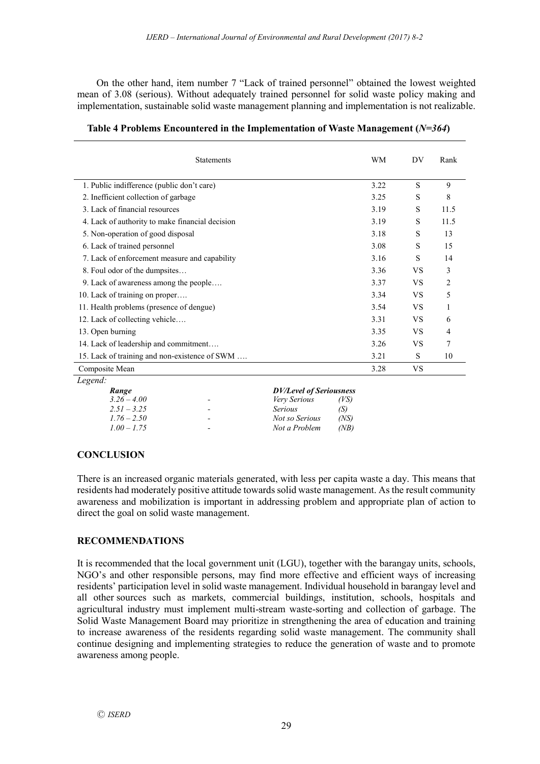On the other hand, item number 7 "Lack of trained personnel" obtained the lowest weighted mean of 3.08 (serious). Without adequately trained personnel for solid waste policy making and implementation, sustainable solid waste management planning and implementation is not realizable.

**Table 4 Problems Encountered in the Implementation of Waste Management (*N=364*)**

| Statements | WM | DV | Rank |
|---|---|---|---|
| 1. Public indifference (public don't care) | 3.22 | S | 9 |
| 2. Inefficient collection of garbage | 3.25 | S | 8 |
| 3. Lack of financial resources | 3.19 | S | 11.5 |
| 4. Lack of authority to make financial decision | 3.19 | S | 11.5 |
| 5. Non-operation of good disposal | 3.18 | S | 13 |
| 6. Lack of trained personnel | 3.08 | S | 15 |
| 7. Lack of enforcement measure and capability | 3.16 | S | 14 |
| 8. Foul odor of the dumpsites… | 3.36 | VS | 3 |
| 9. Lack of awareness among the people…. | 3.37 | VS | 2 |
| 10. Lack of training on proper…. | 3.34 | VS | 5 |
| 11. Health problems (presence of dengue) | 3.54 | VS | 1 |
| 12. Lack of collecting vehicle…. | 3.31 | VS | 6 |
| 13. Open burning | 3.35 | VS | 4 |
| 14. Lack of leadership and commitment…. | 3.26 | VS | 7 |
| 15. Lack of training and non-existence of SWM …. | 3.21 | S | 10 |
| Composite Mean | 3.28 | VS | |

*Legend:*

| *Range* | | *DV/Level of Seriousness* | |
|---|---|---|---|
| *3.26 – 4.00* | - | *Very Serious* | *(VS)* |
| *2.51 – 3.25* | - | *Serious* | *(S)* |
| *1.76 – 2.50* | - | *Not so Serious* | *(NS)* |
| *1.00 – 1.75* | - | *Not a Problem* | *(NB)* |

## CONCLUSION

There is an increased organic materials generated, with less per capita waste a day. This means that residents had moderately positive attitude towards solid waste management. As the result community awareness and mobilization is important in addressing problem and appropriate plan of action to direct the goal on solid waste management.

## RECOMMENDATIONS

It is recommended that the local government unit (LGU), together with the barangay units, schools, NGO's and other responsible persons, may find more effective and efficient ways of increasing residents' participation level in solid waste management. Individual household in barangay level and all other sources such as markets, commercial buildings, institution, schools, hospitals and agricultural industry must implement multi-stream waste-sorting and collection of garbage. The Solid Waste Management Board may prioritize in strengthening the area of education and training to increase awareness of the residents regarding solid waste management. The community shall continue designing and implementing strategies to reduce the generation of waste and to promote awareness among people.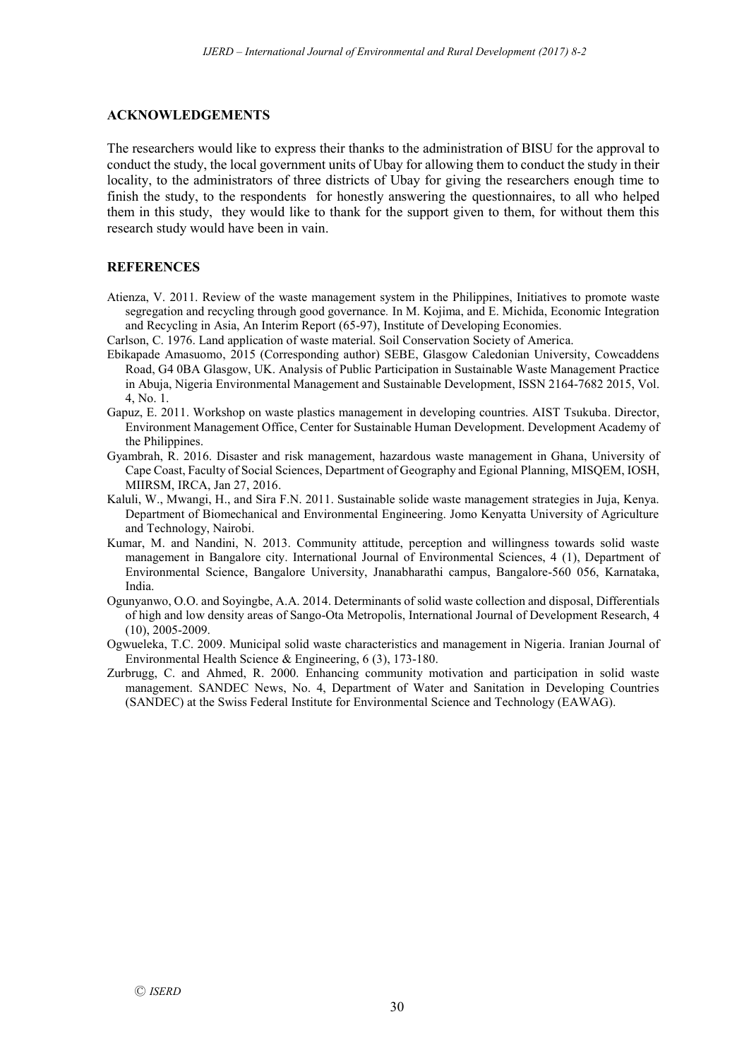## ACKNOWLEDGEMENTS

The researchers would like to express their thanks to the administration of BISU for the approval to conduct the study, the local government units of Ubay for allowing them to conduct the study in their locality, to the administrators of three districts of Ubay for giving the researchers enough time to finish the study, to the respondents for honestly answering the questionnaires, to all who helped them in this study, they would like to thank for the support given to them, for without them this research study would have been in vain.

## REFERENCES

Atienza, V. 2011. Review of the waste management system in the Philippines, Initiatives to promote waste segregation and recycling through good governance. In M. Kojima, and E. Michida, Economic Integration and Recycling in Asia, An Interim Report (65-97), Institute of Developing Economies.

Carlson, C. 1976. Land application of waste material. Soil Conservation Society of America.

Ebikapade Amasuomo, 2015 (Corresponding author) SEBE, Glasgow Caledonian University, Cowcaddens Road, G4 0BA Glasgow, UK. Analysis of Public Participation in Sustainable Waste Management Practice in Abuja, Nigeria Environmental Management and Sustainable Development, ISSN 2164-7682 2015, Vol. 4, No. 1.

Gapuz, E. 2011. Workshop on waste plastics management in developing countries. AIST Tsukuba. Director, Environment Management Office, Center for Sustainable Human Development. Development Academy of the Philippines.

Gyambrah, R. 2016. Disaster and risk management, hazardous waste management in Ghana, University of Cape Coast, Faculty of Social Sciences, Department of Geography and Egional Planning, MISQEM, IOSH, MIIRSM, IRCA, Jan 27, 2016.

Kaluli, W., Mwangi, H., and Sira F.N. 2011. Sustainable solide waste management strategies in Juja, Kenya. Department of Biomechanical and Environmental Engineering. Jomo Kenyatta University of Agriculture and Technology, Nairobi.

Kumar, M. and Nandini, N. 2013. Community attitude, perception and willingness towards solid waste management in Bangalore city. International Journal of Environmental Sciences, 4 (1), Department of Environmental Science, Bangalore University, Jnanabharathi campus, Bangalore-560 056, Karnataka, India.

Ogunyanwo, O.O. and Soyingbe, A.A. 2014. Determinants of solid waste collection and disposal, Differentials of high and low density areas of Sango-Ota Metropolis, International Journal of Development Research, 4 (10), 2005-2009.

Ogwueleka, T.C. 2009. Municipal solid waste characteristics and management in Nigeria. Iranian Journal of Environmental Health Science & Engineering, 6 (3), 173-180.

Zurbrugg, C. and Ahmed, R. 2000. Enhancing community motivation and participation in solid waste management. SANDEC News, No. 4, Department of Water and Sanitation in Developing Countries (SANDEC) at the Swiss Federal Institute for Environmental Science and Technology (EAWAG).